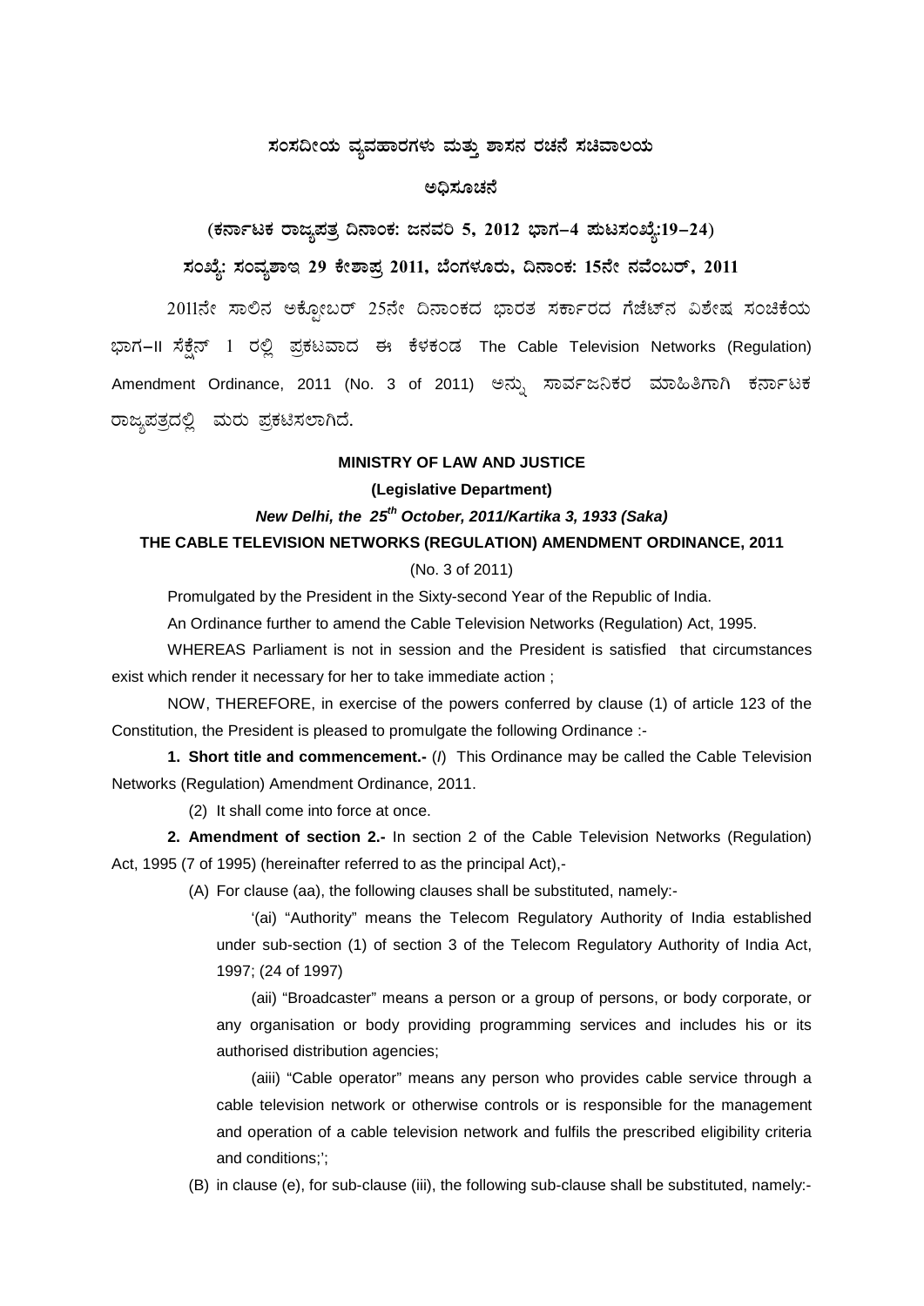# ಸಂಸದೀಯ ವ್ಯವಹಾರಗಳು ಮತ್ತು ಶಾಸನ ರಚನೆ ಸಚಿವಾಲಯ

## ಅಧಿಸೂಚನೆ

**(ಕರ್ನಾಟಕ ರಾಜ್ಯಪತ್ರ ದಿನಾಂಕ: ಜನವರಿ 5, 2012 ಭಾಗ–4 ಪುಟಸಂಖ್ಯೆ:19–24)**

**ಸಂಖ್ಯೆ: ಸಂವ್ಯಶಾಇ 29 ಕೇಶಾಪ್ರ 2011, ಬೆಂಗಳೂರು, ದಿನಾಂಕ: 15ನೇ ನವೆಂಬರ್, 2011**

2011ನೇ ಸಾಲಿನ ಅಕ್ಟೋಬರ್ 25ನೇ ದಿನಾಂಕದ ಭಾರತ ಸರ್ಕಾರದ ಗೆಜೆಟ್‌ನ ವಿಶೇಷ ಸಂಚಿಕೆಯ ಭಾಗ–II ಸೆಕ್ಷನ್ 1 ರಲ್ಲಿ ಪ್ರಕಟವಾದ ಈ ಕೆಳಕಂಡ The Cable Television Networks (Regulation) Amendment Ordinance, 2011 (No. 3 of 2011) ಅನ್ನು ಸಾರ್ವಜನಿಕರ ಮಾಹಿತಿಗಾಗಿ ಕರ್ನಾಟಕ ರಾಜ್ಯಪತ್ರದಲ್ಲಿ ಮರು ಪ್ರಕಟಿಸಲಾಗಿದೆ.

**MINISTRY OF LAW AND JUSTICE**

**(Legislative Department)**

***New Delhi, the 25th October, 2011/Kartika 3, 1933 (Saka)***

**THE CABLE TELEVISION NETWORKS (REGULATION) AMENDMENT ORDINANCE, 2011**

(No. 3 of 2011)

Promulgated by the President in the Sixty-second Year of the Republic of India.

An Ordinance further to amend the Cable Television Networks (Regulation) Act, 1995.

WHEREAS Parliament is not in session and the President is satisfied that circumstances exist which render it necessary for her to take immediate action ;

NOW, THEREFORE, in exercise of the powers conferred by clause (1) of article 123 of the Constitution, the President is pleased to promulgate the following Ordinance :-

**1. Short title and commencement.-** (*l*) This Ordinance may be called the Cable Television Networks (Regulation) Amendment Ordinance, 2011.

(2) It shall come into force at once.

**2. Amendment of section 2.-** In section 2 of the Cable Television Networks (Regulation) Act, 1995 (7 of 1995) (hereinafter referred to as the principal Act),-

(A) For clause (aa), the following clauses shall be substituted, namely:-

'(ai) "Authority" means the Telecom Regulatory Authority of India established under sub-section (1) of section 3 of the Telecom Regulatory Authority of India Act, 1997; (24 of 1997)

(aii) "Broadcaster" means a person or a group of persons, or body corporate, or any organisation or body providing programming services and includes his or its authorised distribution agencies;

(aiii) "Cable operator" means any person who provides cable service through a cable television network or otherwise controls or is responsible for the management and operation of a cable television network and fulfils the prescribed eligibility criteria and conditions;';

(B) in clause (e), for sub-clause (iii), the following sub-clause shall be substituted, namely:-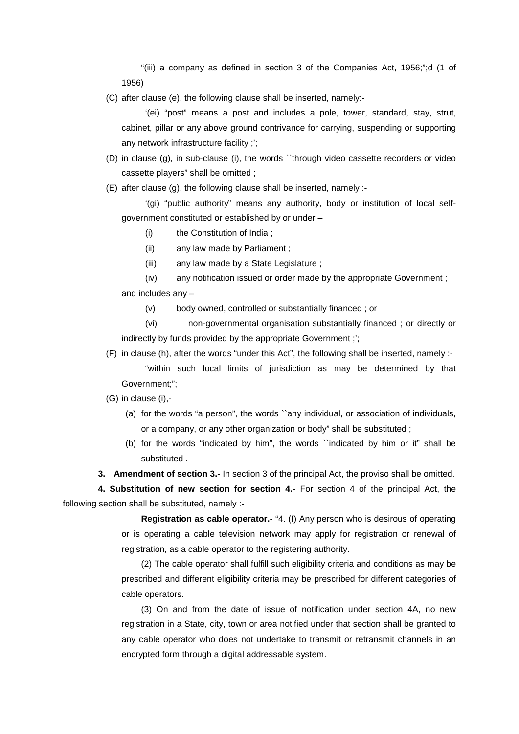"(iii) a company as defined in section 3 of the Companies Act, 1956;";d (1 of 1956)

(C) after clause (e), the following clause shall be inserted, namely:-

'(ei) "post" means a post and includes a pole, tower, standard, stay, strut, cabinet, pillar or any above ground contrivance for carrying, suspending or supporting any network infrastructure facility ;';

(D) in clause (g), in sub-clause (i), the words ``through video cassette recorders or video cassette players" shall be omitted ;

(E) after clause (g), the following clause shall be inserted, namely :-

'(gi) "public authority" means any authority, body or institution of local self-government constituted or established by or under –

(i) the Constitution of India ;

(ii) any law made by Parliament ;

(iii) any law made by a State Legislature ;

(iv) any notification issued or order made by the appropriate Government ;

and includes any –

(v) body owned, controlled or substantially financed ; or

(vi) non-governmental organisation substantially financed ; or directly or indirectly by funds provided by the appropriate Government ;';

(F) in clause (h), after the words "under this Act", the following shall be inserted, namely :-

"within such local limits of jurisdiction as may be determined by that Government;";

(G) in clause (i),-

(a) for the words "a person", the words ``any individual, or association of individuals, or a company, or any other organization or body" shall be substituted ;

(b) for the words "indicated by him", the words ``indicated by him or it" shall be substituted .

**3. Amendment of section 3.-** In section 3 of the principal Act, the proviso shall be omitted.

**4. Substitution of new section for section 4.-** For section 4 of the principal Act, the following section shall be substituted, namely :-

**Registration as cable operator.**- "4. (I) Any person who is desirous of operating or is operating a cable television network may apply for registration or renewal of registration, as a cable operator to the registering authority.

(2) The cable operator shall fulfill such eligibility criteria and conditions as may be prescribed and different eligibility criteria may be prescribed for different categories of cable operators.

(3) On and from the date of issue of notification under section 4A, no new registration in a State, city, town or area notified under that section shall be granted to any cable operator who does not undertake to transmit or retransmit channels in an encrypted form through a digital addressable system.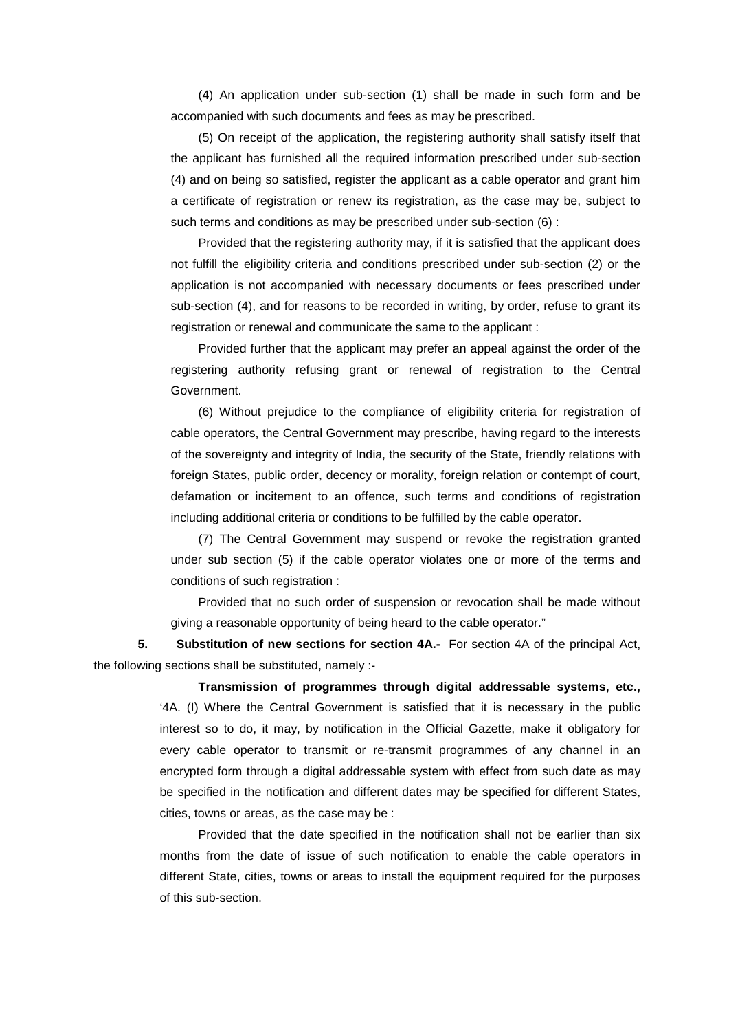(4) An application under sub-section (1) shall be made in such form and be accompanied with such documents and fees as may be prescribed.

(5) On receipt of the application, the registering authority shall satisfy itself that the applicant has furnished all the required information prescribed under sub-section (4) and on being so satisfied, register the applicant as a cable operator and grant him a certificate of registration or renew its registration, as the case may be, subject to such terms and conditions as may be prescribed under sub-section (6) :

Provided that the registering authority may, if it is satisfied that the applicant does not fulfill the eligibility criteria and conditions prescribed under sub-section (2) or the application is not accompanied with necessary documents or fees prescribed under sub-section (4), and for reasons to be recorded in writing, by order, refuse to grant its registration or renewal and communicate the same to the applicant :

Provided further that the applicant may prefer an appeal against the order of the registering authority refusing grant or renewal of registration to the Central Government.

(6) Without prejudice to the compliance of eligibility criteria for registration of cable operators, the Central Government may prescribe, having regard to the interests of the sovereignty and integrity of India, the security of the State, friendly relations with foreign States, public order, decency or morality, foreign relation or contempt of court, defamation or incitement to an offence, such terms and conditions of registration including additional criteria or conditions to be fulfilled by the cable operator.

(7) The Central Government may suspend or revoke the registration granted under sub section (5) if the cable operator violates one or more of the terms and conditions of such registration :

Provided that no such order of suspension or revocation shall be made without giving a reasonable opportunity of being heard to the cable operator."

**5. Substitution of new sections for section 4A.-** For section 4A of the principal Act, the following sections shall be substituted, namely :-

**Transmission of programmes through digital addressable systems, etc.,**

'4A. (I) Where the Central Government is satisfied that it is necessary in the public interest so to do, it may, by notification in the Official Gazette, make it obligatory for every cable operator to transmit or re-transmit programmes of any channel in an encrypted form through a digital addressable system with effect from such date as may be specified in the notification and different dates may be specified for different States, cities, towns or areas, as the case may be :

Provided that the date specified in the notification shall not be earlier than six months from the date of issue of such notification to enable the cable operators in different State, cities, towns or areas to install the equipment required for the purposes of this sub-section.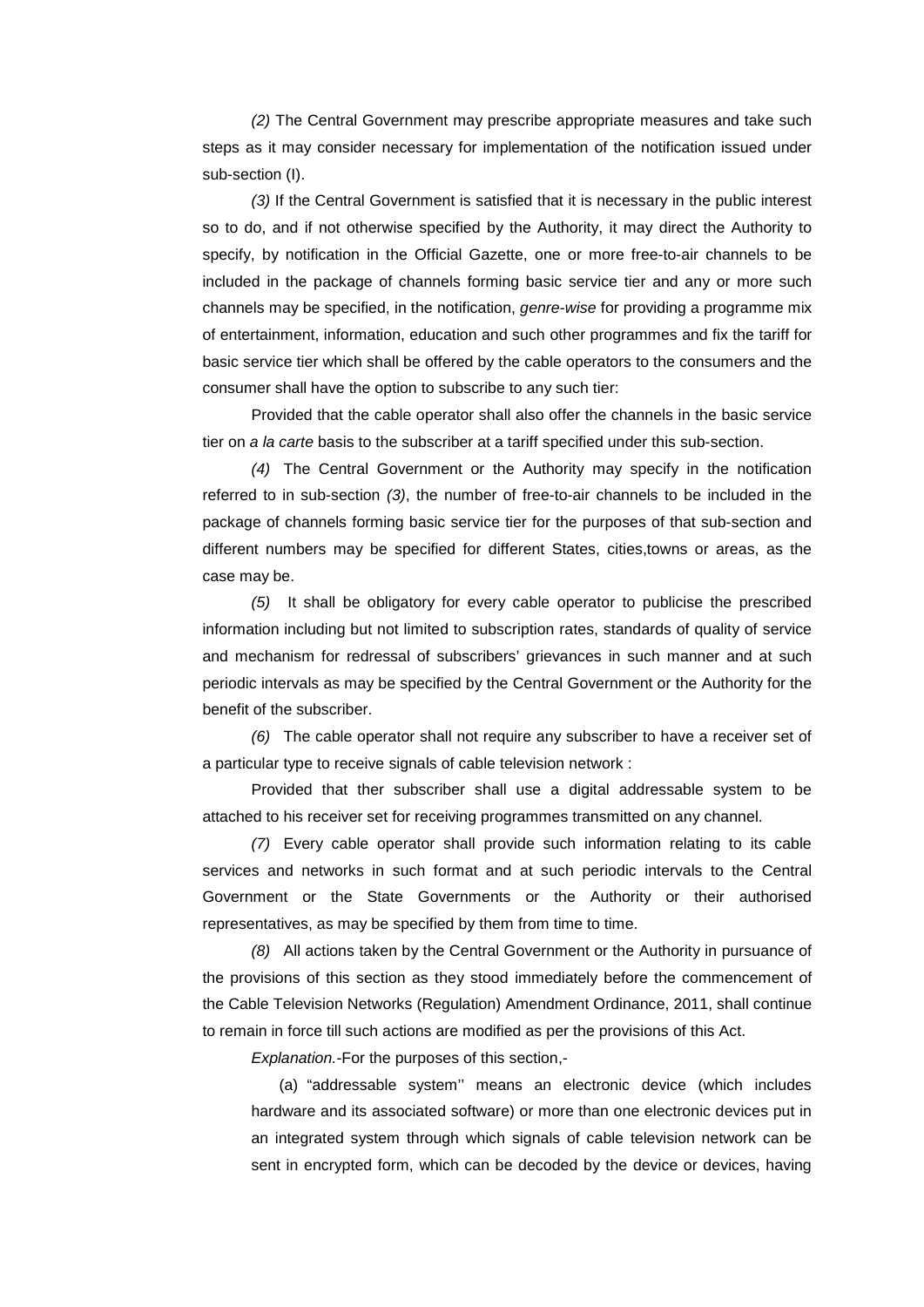*(2)* The Central Government may prescribe appropriate measures and take such steps as it may consider necessary for implementation of the notification issued under sub-section (I).

*(3)* If the Central Government is satisfied that it is necessary in the public interest so to do, and if not otherwise specified by the Authority, it may direct the Authority to specify, by notification in the Official Gazette, one or more free-to-air channels to be included in the package of channels forming basic service tier and any or more such channels may be specified, in the notification, *genre-wise* for providing a programme mix of entertainment, information, education and such other programmes and fix the tariff for basic service tier which shall be offered by the cable operators to the consumers and the consumer shall have the option to subscribe to any such tier:

Provided that the cable operator shall also offer the channels in the basic service tier on *a la carte* basis to the subscriber at a tariff specified under this sub-section.

*(4)* The Central Government or the Authority may specify in the notification referred to in sub-section *(3)*, the number of free-to-air channels to be included in the package of channels forming basic service tier for the purposes of that sub-section and different numbers may be specified for different States, cities,towns or areas, as the case may be.

*(5)* It shall be obligatory for every cable operator to publicise the prescribed information including but not limited to subscription rates, standards of quality of service and mechanism for redressal of subscribers' grievances in such manner and at such periodic intervals as may be specified by the Central Government or the Authority for the benefit of the subscriber.

*(6)* The cable operator shall not require any subscriber to have a receiver set of a particular type to receive signals of cable television network :

Provided that ther subscriber shall use a digital addressable system to be attached to his receiver set for receiving programmes transmitted on any channel.

*(7)* Every cable operator shall provide such information relating to its cable services and networks in such format and at such periodic intervals to the Central Government or the State Governments or the Authority or their authorised representatives, as may be specified by them from time to time.

*(8)* All actions taken by the Central Government or the Authority in pursuance of the provisions of this section as they stood immediately before the commencement of the Cable Television Networks (Regulation) Amendment Ordinance, 2011, shall continue to remain in force till such actions are modified as per the provisions of this Act.

*Explanation.*-For the purposes of this section,-

(a) "addressable system'' means an electronic device (which includes hardware and its associated software) or more than one electronic devices put in an integrated system through which signals of cable television network can be sent in encrypted form, which can be decoded by the device or devices, having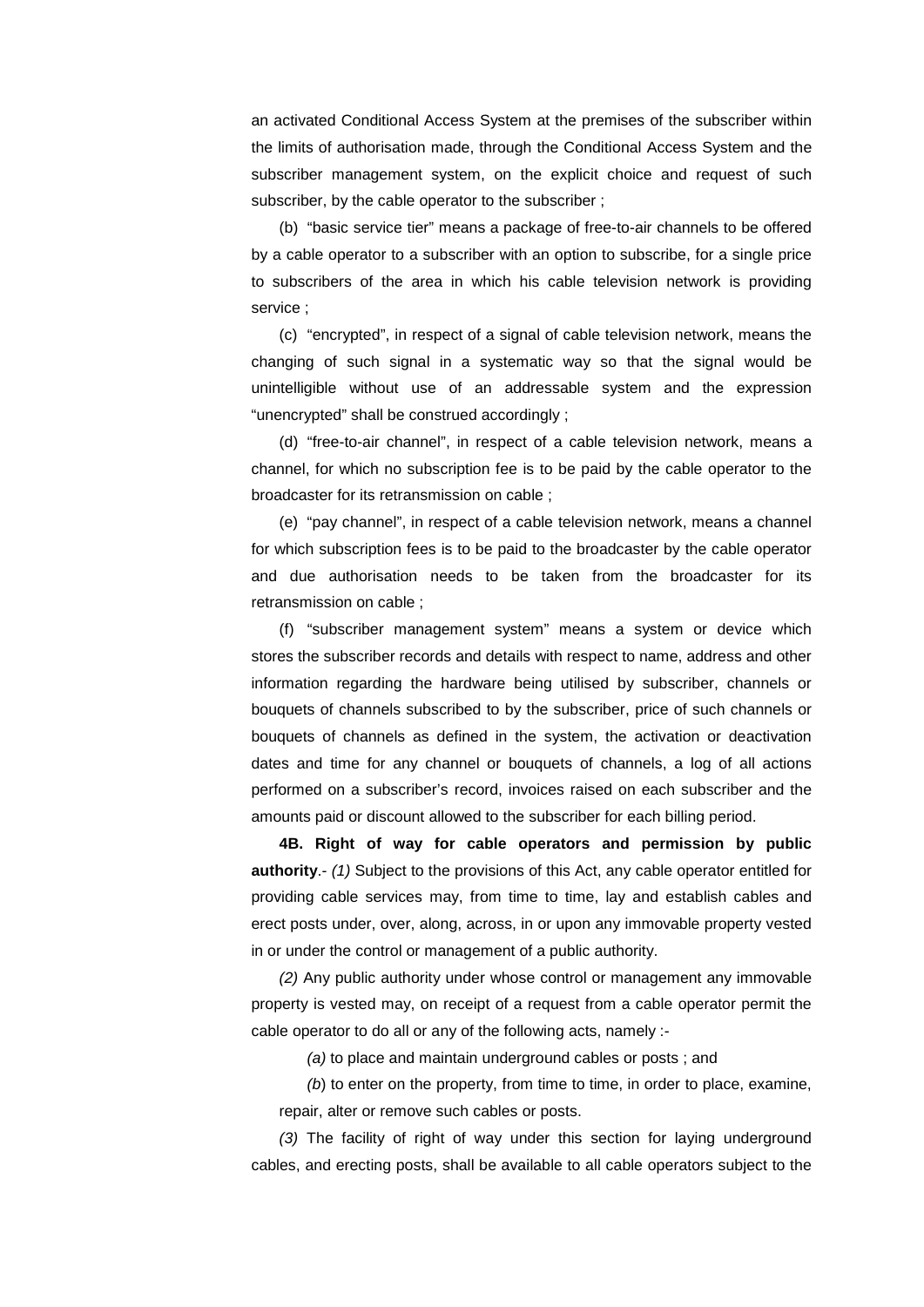an activated Conditional Access System at the premises of the subscriber within the limits of authorisation made, through the Conditional Access System and the subscriber management system, on the explicit choice and request of such subscriber, by the cable operator to the subscriber ;

(b) "basic service tier" means a package of free-to-air channels to be offered by a cable operator to a subscriber with an option to subscribe, for a single price to subscribers of the area in which his cable television network is providing service ;

(c) "encrypted", in respect of a signal of cable television network, means the changing of such signal in a systematic way so that the signal would be unintelligible without use of an addressable system and the expression "unencrypted" shall be construed accordingly ;

(d) "free-to-air channel", in respect of a cable television network, means a channel, for which no subscription fee is to be paid by the cable operator to the broadcaster for its retransmission on cable ;

(e) "pay channel", in respect of a cable television network, means a channel for which subscription fees is to be paid to the broadcaster by the cable operator and due authorisation needs to be taken from the broadcaster for its retransmission on cable ;

(f) "subscriber management system" means a system or device which stores the subscriber records and details with respect to name, address and other information regarding the hardware being utilised by subscriber, channels or bouquets of channels subscribed to by the subscriber, price of such channels or bouquets of channels as defined in the system, the activation or deactivation dates and time for any channel or bouquets of channels, a log of all actions performed on a subscriber's record, invoices raised on each subscriber and the amounts paid or discount allowed to the subscriber for each billing period.

**4B. Right of way for cable operators and permission by public authority**.- *(1)* Subject to the provisions of this Act, any cable operator entitled for providing cable services may, from time to time, lay and establish cables and erect posts under, over, along, across, in or upon any immovable property vested in or under the control or management of a public authority.

*(2)* Any public authority under whose control or management any immovable property is vested may, on receipt of a request from a cable operator permit the cable operator to do all or any of the following acts, namely :-

*(a)* to place and maintain underground cables or posts ; and

*(b*) to enter on the property, from time to time, in order to place, examine, repair, alter or remove such cables or posts.

*(3)* The facility of right of way under this section for laying underground cables, and erecting posts, shall be available to all cable operators subject to the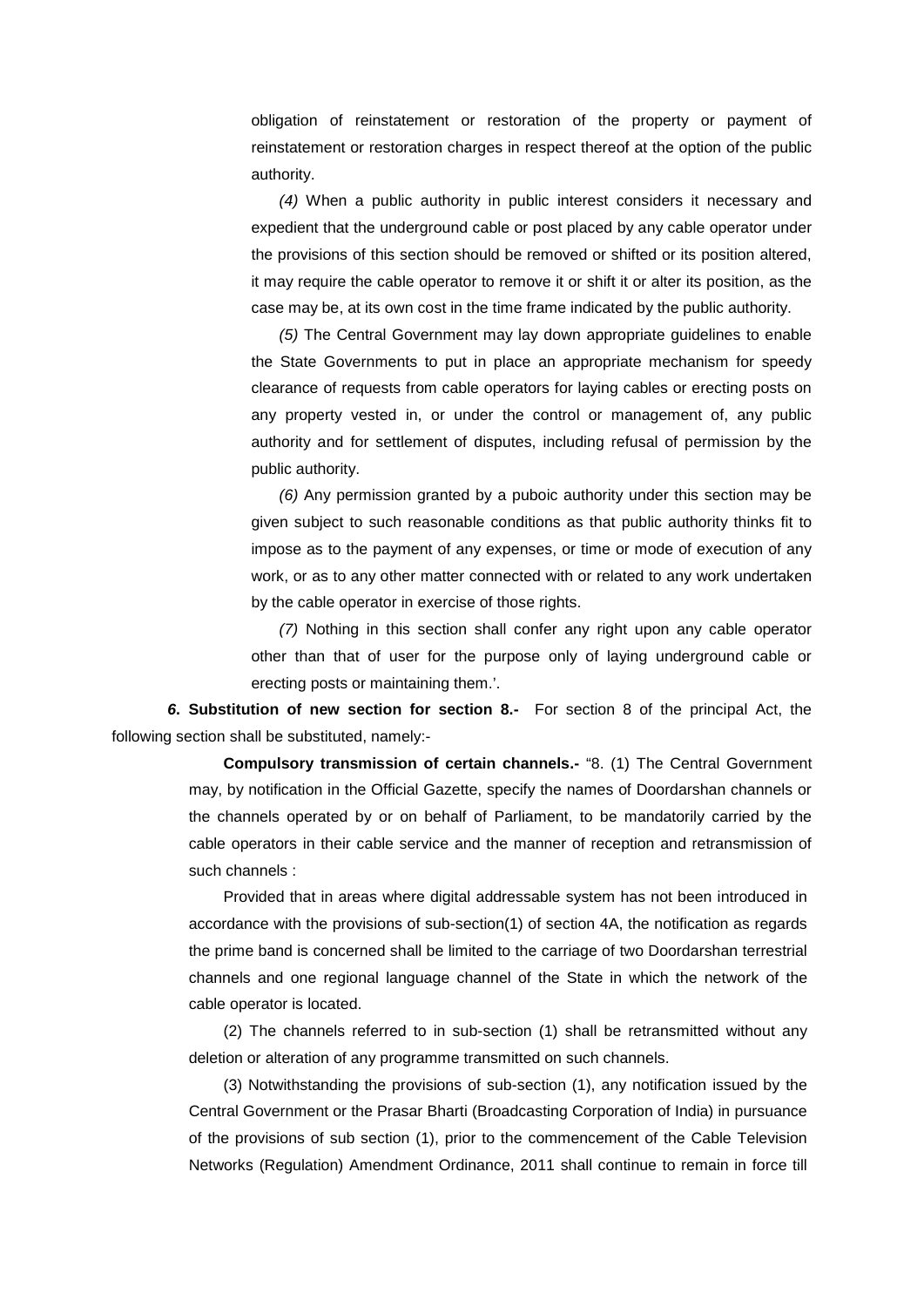obligation of reinstatement or restoration of the property or payment of reinstatement or restoration charges in respect thereof at the option of the public authority.

*(4)* When a public authority in public interest considers it necessary and expedient that the underground cable or post placed by any cable operator under the provisions of this section should be removed or shifted or its position altered, it may require the cable operator to remove it or shift it or alter its position, as the case may be, at its own cost in the time frame indicated by the public authority.

*(5)* The Central Government may lay down appropriate guidelines to enable the State Governments to put in place an appropriate mechanism for speedy clearance of requests from cable operators for laying cables or erecting posts on any property vested in, or under the control or management of, any public authority and for settlement of disputes, including refusal of permission by the public authority.

*(6)* Any permission granted by a puboic authority under this section may be given subject to such reasonable conditions as that public authority thinks fit to impose as to the payment of any expenses, or time or mode of execution of any work, or as to any other matter connected with or related to any work undertaken by the cable operator in exercise of those rights.

*(7)* Nothing in this section shall confer any right upon any cable operator other than that of user for the purpose only of laying underground cable or erecting posts or maintaining them.'.

***6*. Substitution of new section for section 8.-** For section 8 of the principal Act, the following section shall be substituted, namely:-

**Compulsory transmission of certain channels.-** "8. (1) The Central Government may, by notification in the Official Gazette, specify the names of Doordarshan channels or the channels operated by or on behalf of Parliament, to be mandatorily carried by the cable operators in their cable service and the manner of reception and retransmission of such channels :

Provided that in areas where digital addressable system has not been introduced in accordance with the provisions of sub-section(1) of section 4A, the notification as regards the prime band is concerned shall be limited to the carriage of two Doordarshan terrestrial channels and one regional language channel of the State in which the network of the cable operator is located.

(2) The channels referred to in sub-section (1) shall be retransmitted without any deletion or alteration of any programme transmitted on such channels.

(3) Notwithstanding the provisions of sub-section (1), any notification issued by the Central Government or the Prasar Bharti (Broadcasting Corporation of India) in pursuance of the provisions of sub section (1), prior to the commencement of the Cable Television Networks (Regulation) Amendment Ordinance, 2011 shall continue to remain in force till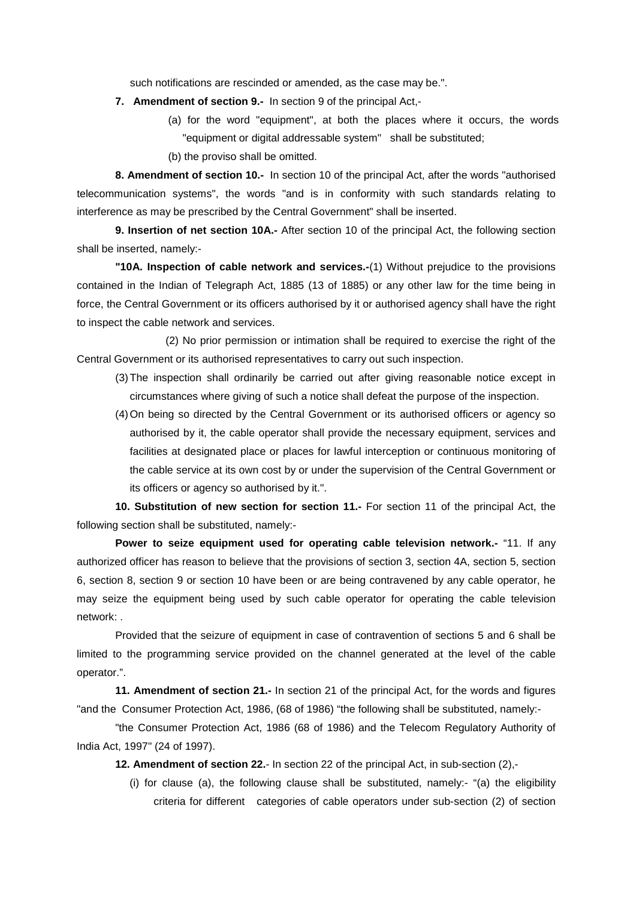such notifications are rescinded or amended, as the case may be.".

**7. Amendment of section 9.-** In section 9 of the principal Act,-

(a) for the word "equipment", at both the places where it occurs, the words "equipment or digital addressable system" shall be substituted;

(b) the proviso shall be omitted.

**8. Amendment of section 10.-** In section 10 of the principal Act, after the words "authorised telecommunication systems", the words "and is in conformity with such standards relating to interference as may be prescribed by the Central Government" shall be inserted.

**9. Insertion of net section 10A.-** After section 10 of the principal Act, the following section shall be inserted, namely:-

**"10A. Inspection of cable network and services.-**(1) Without prejudice to the provisions contained in the Indian of Telegraph Act, 1885 (13 of 1885) or any other law for the time being in force, the Central Government or its officers authorised by it or authorised agency shall have the right to inspect the cable network and services.

(2) No prior permission or intimation shall be required to exercise the right of the Central Government or its authorised representatives to carry out such inspection.

(3) The inspection shall ordinarily be carried out after giving reasonable notice except in circumstances where giving of such a notice shall defeat the purpose of the inspection.

(4) On being so directed by the Central Government or its authorised officers or agency so authorised by it, the cable operator shall provide the necessary equipment, services and facilities at designated place or places for lawful interception or continuous monitoring of the cable service at its own cost by or under the supervision of the Central Government or its officers or agency so authorised by it.".

**10. Substitution of new section for section 11.-** For section 11 of the principal Act, the following section shall be substituted, namely:-

**Power to seize equipment used for operating cable television network.-** "11. If any authorized officer has reason to believe that the provisions of section 3, section 4A, section 5, section 6, section 8, section 9 or section 10 have been or are being contravened by any cable operator, he may seize the equipment being used by such cable operator for operating the cable television network: .

Provided that the seizure of equipment in case of contravention of sections 5 and 6 shall be limited to the programming service provided on the channel generated at the level of the cable operator.".

**11. Amendment of section 21.-** In section 21 of the principal Act, for the words and figures "and the Consumer Protection Act, 1986, (68 of 1986) "the following shall be substituted, namely:-

"the Consumer Protection Act, 1986 (68 of 1986) and the Telecom Regulatory Authority of India Act, 1997" (24 of 1997).

**12. Amendment of section 22.**- In section 22 of the principal Act, in sub-section (2),-

(i) for clause (a), the following clause shall be substituted, namely:- "(a) the eligibility criteria for different categories of cable operators under sub-section (2) of section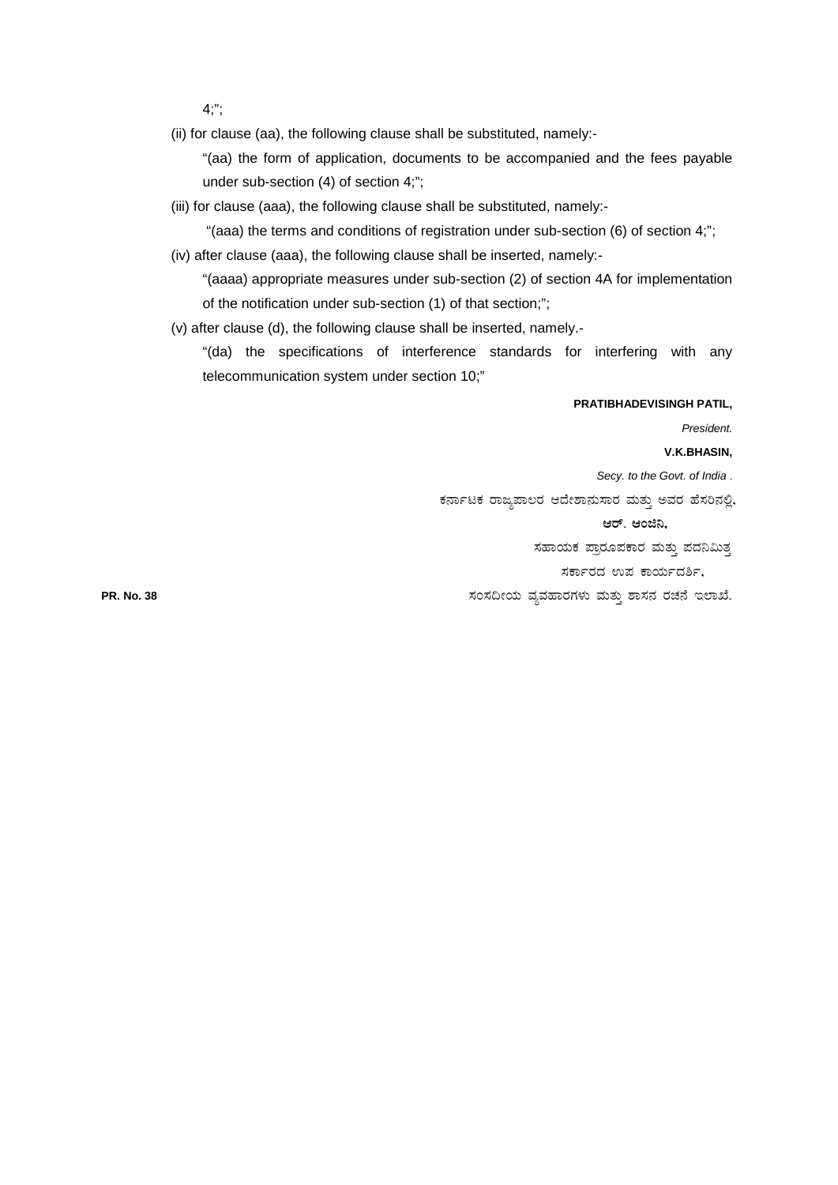4;";

(ii) for clause (aa), the following clause shall be substituted, namely:-

"(aa) the form of application, documents to be accompanied and the fees payable under sub-section (4) of section 4;";

(iii) for clause (aaa), the following clause shall be substituted, namely:-

"(aaa) the terms and conditions of registration under sub-section (6) of section 4;";

(iv) after clause (aaa), the following clause shall be inserted, namely:-

"(aaaa) appropriate measures under sub-section (2) of section 4A for implementation of the notification under sub-section (1) of that section;";

(v) after clause (d), the following clause shall be inserted, namely.-

"(da) the specifications of interference standards for interfering with any telecommunication system under section 10;"

**PRATIBHADEVISINGH PATIL,**

*President.*

**V.K.BHASIN,**

*Secy. to the Govt. of India .*

ಕರ್ನಾಟಕ ರಾಜ್ಯಪಾಲರ ಆದೇಶಾನುಸಾರ ಮತ್ತು ಅವರ ಹೆಸರಿನಲ್ಲಿ,

**ಆರ್. ಆಂಜಿನಿ,**

ಸಹಾಯಕ ಪ್ರಾರೂಪಕಾರ ಮತ್ತು ಪದನಿಮಿತ್ತ

ಸರ್ಕಾರದ ಉಪ ಕಾರ್ಯದರ್ಶಿ,

**PR. No. 38** ಸಂಸದೀಯ ವ್ಯವಹಾರಗಳು ಮತ್ತು ಶಾಸನ ರಚನೆ ಇಲಾಖೆ.